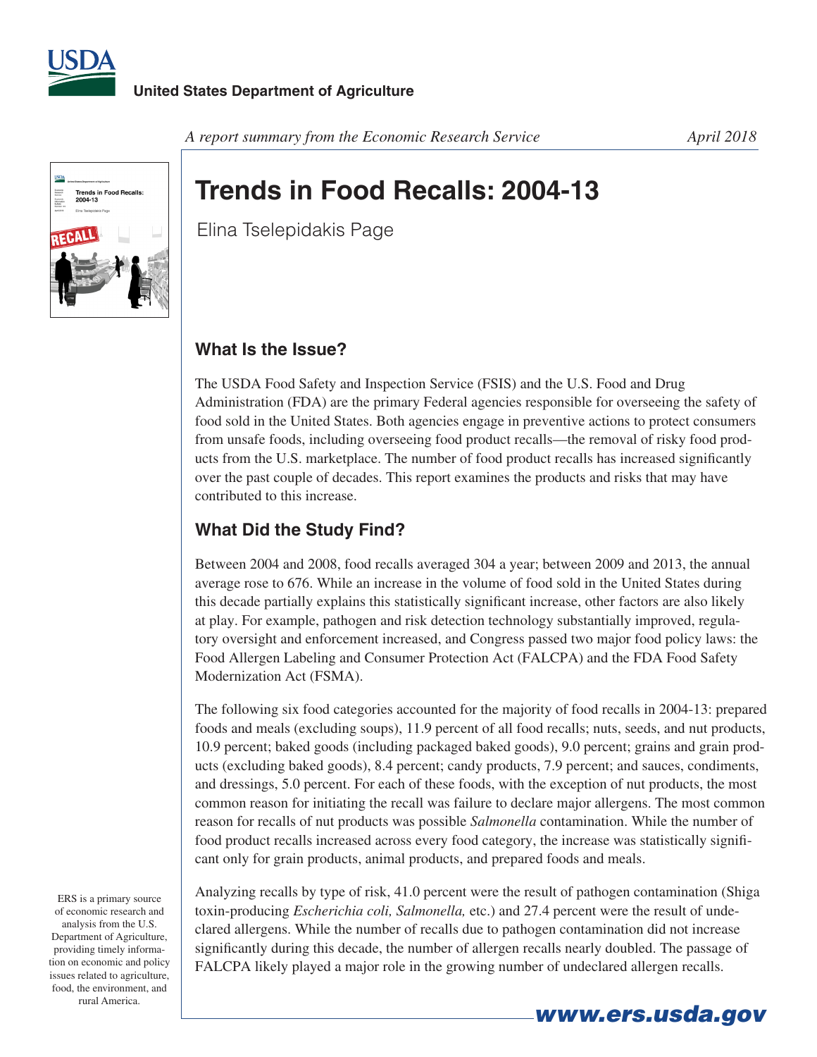United States Department of Agriculture

*A report summary from the Economic Research Service* *April 2018*

# Trends in Food Recalls: 2004-13

Elina Tselepidakis Page

## What Is the Issue?

The USDA Food Safety and Inspection Service (FSIS) and the U.S. Food and Drug Administration (FDA) are the primary Federal agencies responsible for overseeing the safety of food sold in the United States. Both agencies engage in preventive actions to protect consumers from unsafe foods, including overseeing food product recalls—the removal of risky food products from the U.S. marketplace. The number of food product recalls has increased significantly over the past couple of decades. This report examines the products and risks that may have contributed to this increase.

## What Did the Study Find?

Between 2004 and 2008, food recalls averaged 304 a year; between 2009 and 2013, the annual average rose to 676. While an increase in the volume of food sold in the United States during this decade partially explains this statistically significant increase, other factors are also likely at play. For example, pathogen and risk detection technology substantially improved, regulatory oversight and enforcement increased, and Congress passed two major food policy laws: the Food Allergen Labeling and Consumer Protection Act (FALCPA) and the FDA Food Safety Modernization Act (FSMA).

The following six food categories accounted for the majority of food recalls in 2004-13: prepared foods and meals (excluding soups), 11.9 percent of all food recalls; nuts, seeds, and nut products, 10.9 percent; baked goods (including packaged baked goods), 9.0 percent; grains and grain products (excluding baked goods), 8.4 percent; candy products, 7.9 percent; and sauces, condiments, and dressings, 5.0 percent. For each of these foods, with the exception of nut products, the most common reason for initiating the recall was failure to declare major allergens. The most common reason for recalls of nut products was possible *Salmonella* contamination. While the number of food product recalls increased across every food category, the increase was statistically significant only for grain products, animal products, and prepared foods and meals.

Analyzing recalls by type of risk, 41.0 percent were the result of pathogen contamination (Shiga toxin-producing *Escherichia coli, Salmonella,* etc.) and 27.4 percent were the result of undeclared allergens. While the number of recalls due to pathogen contamination did not increase significantly during this decade, the number of allergen recalls nearly doubled. The passage of FALCPA likely played a major role in the growing number of undeclared allergen recalls.

ERS is a primary source of economic research and analysis from the U.S. Department of Agriculture, providing timely information on economic and policy issues related to agriculture, food, the environment, and rural America.

www.ers.usda.gov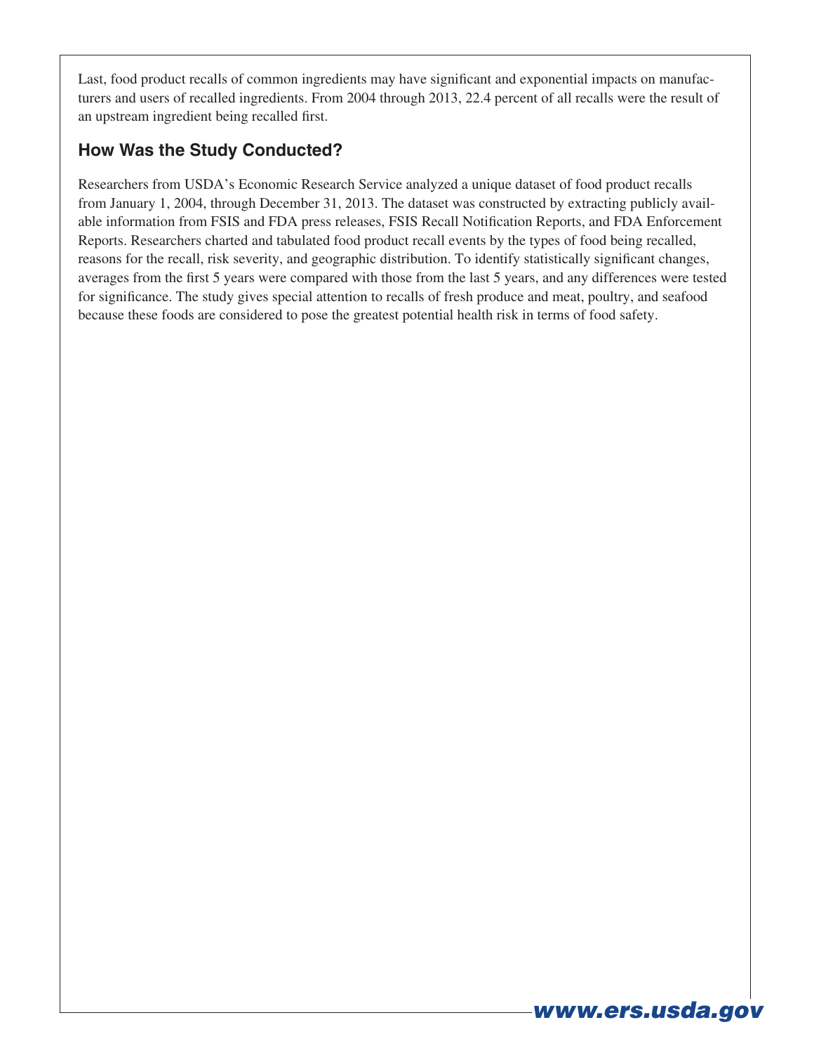Last, food product recalls of common ingredients may have significant and exponential impacts on manufacturers and users of recalled ingredients. From 2004 through 2013, 22.4 percent of all recalls were the result of an upstream ingredient being recalled first.

## How Was the Study Conducted?

Researchers from USDA's Economic Research Service analyzed a unique dataset of food product recalls from January 1, 2004, through December 31, 2013. The dataset was constructed by extracting publicly available information from FSIS and FDA press releases, FSIS Recall Notification Reports, and FDA Enforcement Reports. Researchers charted and tabulated food product recall events by the types of food being recalled, reasons for the recall, risk severity, and geographic distribution. To identify statistically significant changes, averages from the first 5 years were compared with those from the last 5 years, and any differences were tested for significance. The study gives special attention to recalls of fresh produce and meat, poultry, and seafood because these foods are considered to pose the greatest potential health risk in terms of food safety.